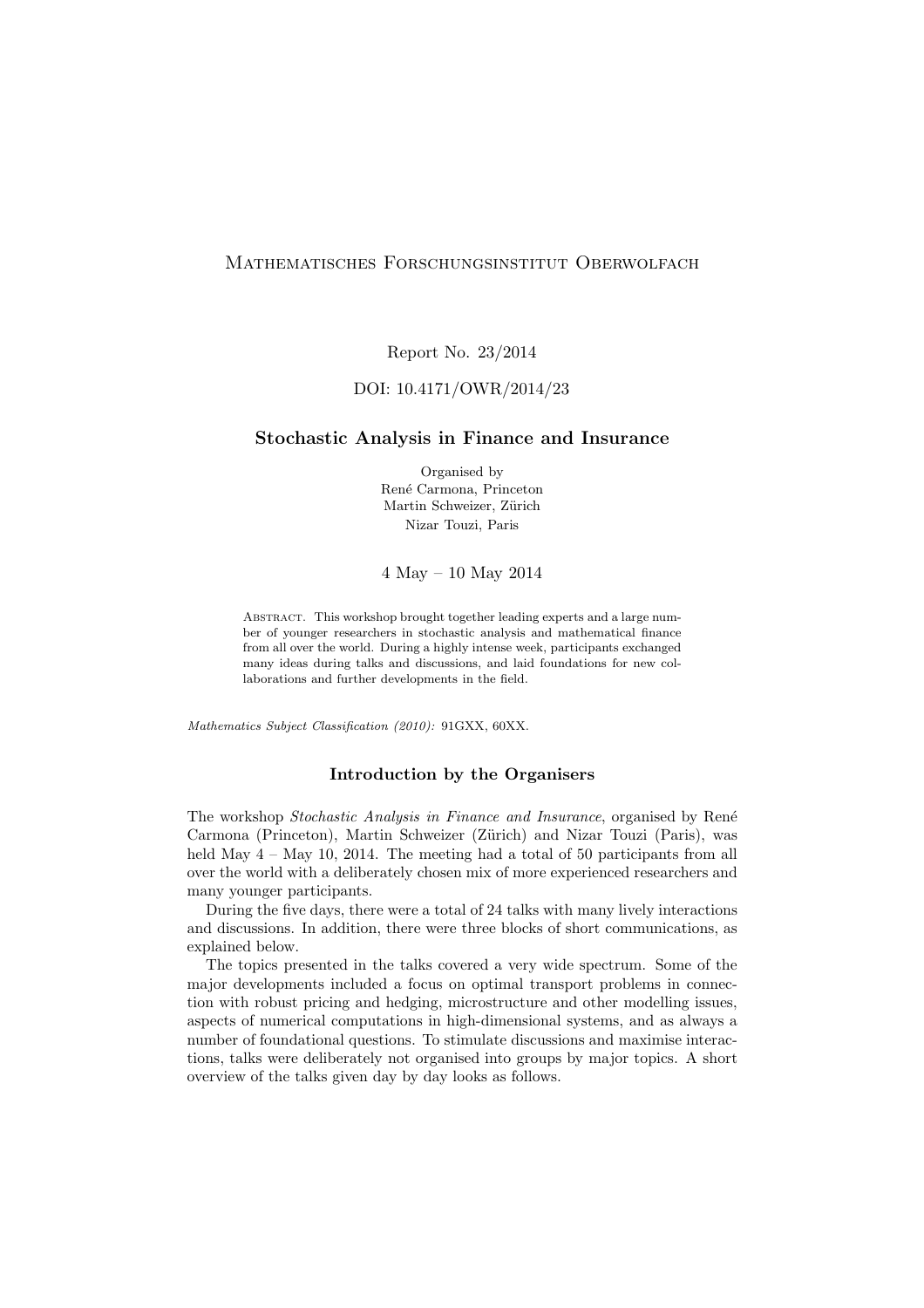Mathematisches Forschungsinstitut Oberwolfach

Report No. 23/2014

DOI: 10.4171/OWR/2014/23

# Stochastic Analysis in Finance and Insurance

Organised by
René Carmona, Princeton
Martin Schweizer, Zürich
Nizar Touzi, Paris

4 May – 10 May 2014

Abstract. This workshop brought together leading experts and a large number of younger researchers in stochastic analysis and mathematical finance from all over the world. During a highly intense week, participants exchanged many ideas during talks and discussions, and laid foundations for new collaborations and further developments in the field.

*Mathematics Subject Classification (2010):* 91GXX, 60XX.

## Introduction by the Organisers

The workshop *Stochastic Analysis in Finance and Insurance*, organised by René Carmona (Princeton), Martin Schweizer (Zürich) and Nizar Touzi (Paris), was held May 4 – May 10, 2014. The meeting had a total of 50 participants from all over the world with a deliberately chosen mix of more experienced researchers and many younger participants.

During the five days, there were a total of 24 talks with many lively interactions and discussions. In addition, there were three blocks of short communications, as explained below.

The topics presented in the talks covered a very wide spectrum. Some of the major developments included a focus on optimal transport problems in connection with robust pricing and hedging, microstructure and other modelling issues, aspects of numerical computations in high-dimensional systems, and as always a number of foundational questions. To stimulate discussions and maximise interactions, talks were deliberately not organised into groups by major topics. A short overview of the talks given day by day looks as follows.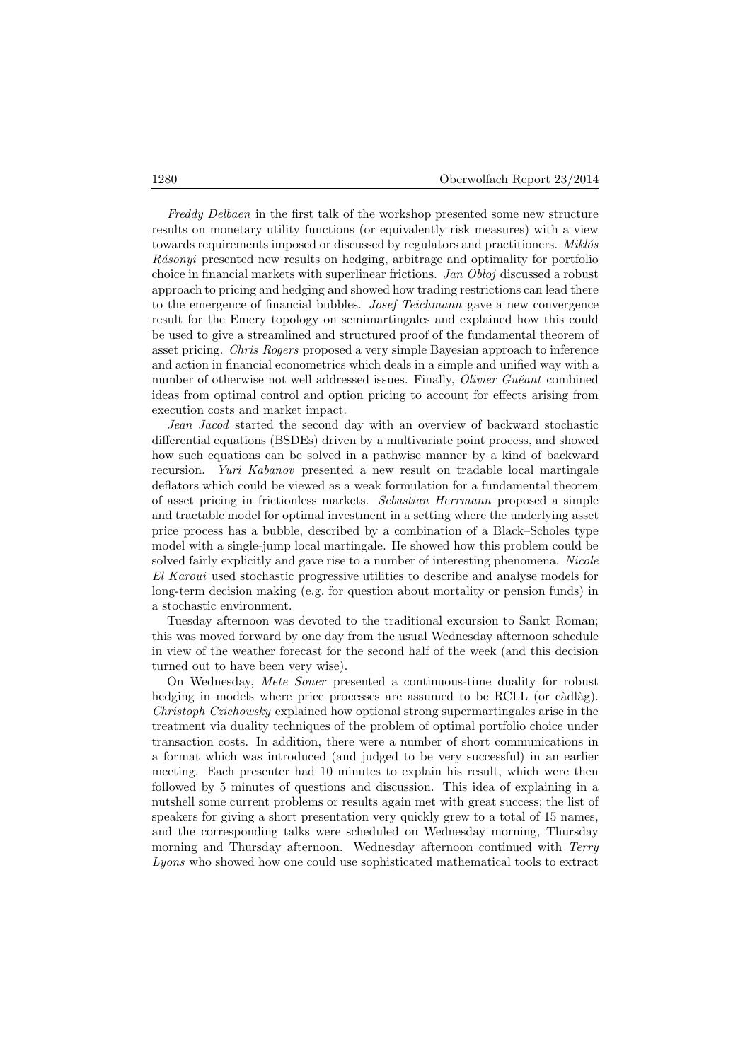*Freddy Delbaen* in the first talk of the workshop presented some new structure results on monetary utility functions (or equivalently risk measures) with a view towards requirements imposed or discussed by regulators and practitioners. *Miklós Rásonyi* presented new results on hedging, arbitrage and optimality for portfolio choice in financial markets with superlinear frictions. *Jan Obłoj* discussed a robust approach to pricing and hedging and showed how trading restrictions can lead there to the emergence of financial bubbles. *Josef Teichmann* gave a new convergence result for the Emery topology on semimartingales and explained how this could be used to give a streamlined and structured proof of the fundamental theorem of asset pricing. *Chris Rogers* proposed a very simple Bayesian approach to inference and action in financial econometrics which deals in a simple and unified way with a number of otherwise not well addressed issues. Finally, *Olivier Guéant* combined ideas from optimal control and option pricing to account for effects arising from execution costs and market impact.

*Jean Jacod* started the second day with an overview of backward stochastic differential equations (BSDEs) driven by a multivariate point process, and showed how such equations can be solved in a pathwise manner by a kind of backward recursion. *Yuri Kabanov* presented a new result on tradable local martingale deflators which could be viewed as a weak formulation for a fundamental theorem of asset pricing in frictionless markets. *Sebastian Herrmann* proposed a simple and tractable model for optimal investment in a setting where the underlying asset price process has a bubble, described by a combination of a Black–Scholes type model with a single-jump local martingale. He showed how this problem could be solved fairly explicitly and gave rise to a number of interesting phenomena. *Nicole El Karoui* used stochastic progressive utilities to describe and analyse models for long-term decision making (e.g. for question about mortality or pension funds) in a stochastic environment.

Tuesday afternoon was devoted to the traditional excursion to Sankt Roman; this was moved forward by one day from the usual Wednesday afternoon schedule in view of the weather forecast for the second half of the week (and this decision turned out to have been very wise).

On Wednesday, *Mete Soner* presented a continuous-time duality for robust hedging in models where price processes are assumed to be RCLL (or càdlàg). *Christoph Czichowsky* explained how optional strong supermartingales arise in the treatment via duality techniques of the problem of optimal portfolio choice under transaction costs. In addition, there were a number of short communications in a format which was introduced (and judged to be very successful) in an earlier meeting. Each presenter had 10 minutes to explain his result, which were then followed by 5 minutes of questions and discussion. This idea of explaining in a nutshell some current problems or results again met with great success; the list of speakers for giving a short presentation very quickly grew to a total of 15 names, and the corresponding talks were scheduled on Wednesday morning, Thursday morning and Thursday afternoon. Wednesday afternoon continued with *Terry Lyons* who showed how one could use sophisticated mathematical tools to extract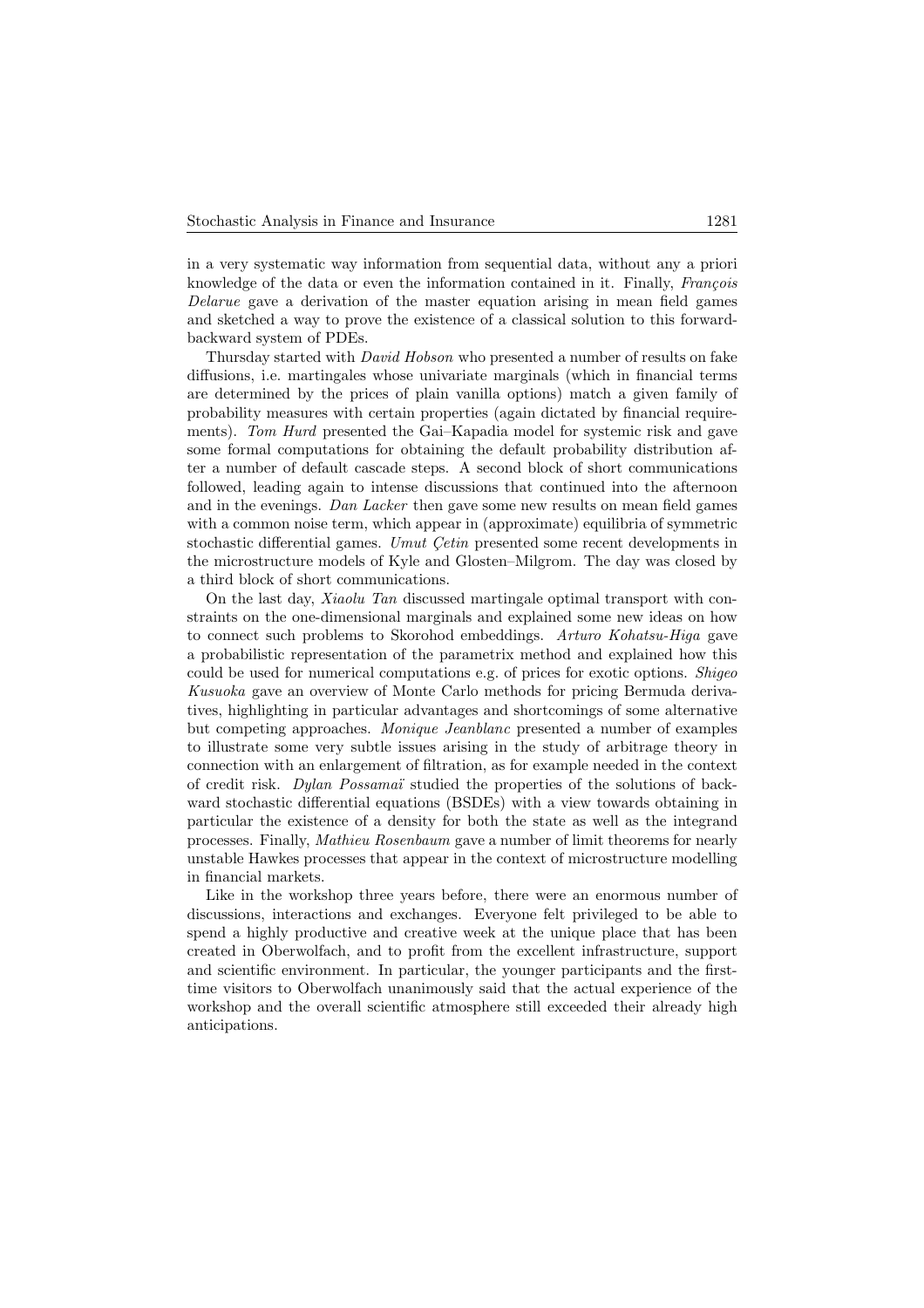in a very systematic way information from sequential data, without any a priori knowledge of the data or even the information contained in it. Finally, *François Delarue* gave a derivation of the master equation arising in mean field games and sketched a way to prove the existence of a classical solution to this forward-backward system of PDEs.

Thursday started with *David Hobson* who presented a number of results on fake diffusions, i.e. martingales whose univariate marginals (which in financial terms are determined by the prices of plain vanilla options) match a given family of probability measures with certain properties (again dictated by financial requirements). *Tom Hurd* presented the Gai–Kapadia model for systemic risk and gave some formal computations for obtaining the default probability distribution after a number of default cascade steps. A second block of short communications followed, leading again to intense discussions that continued into the afternoon and in the evenings. *Dan Lacker* then gave some new results on mean field games with a common noise term, which appear in (approximate) equilibria of symmetric stochastic differential games. *Umut Çetin* presented some recent developments in the microstructure models of Kyle and Glosten–Milgrom. The day was closed by a third block of short communications.

On the last day, *Xiaolu Tan* discussed martingale optimal transport with constraints on the one-dimensional marginals and explained some new ideas on how to connect such problems to Skorohod embeddings. *Arturo Kohatsu-Higa* gave a probabilistic representation of the parametrix method and explained how this could be used for numerical computations e.g. of prices for exotic options. *Shigeo Kusuoka* gave an overview of Monte Carlo methods for pricing Bermuda derivatives, highlighting in particular advantages and shortcomings of some alternative but competing approaches. *Monique Jeanblanc* presented a number of examples to illustrate some very subtle issues arising in the study of arbitrage theory in connection with an enlargement of filtration, as for example needed in the context of credit risk. *Dylan Possamaï* studied the properties of the solutions of backward stochastic differential equations (BSDEs) with a view towards obtaining in particular the existence of a density for both the state as well as the integrand processes. Finally, *Mathieu Rosenbaum* gave a number of limit theorems for nearly unstable Hawkes processes that appear in the context of microstructure modelling in financial markets.

Like in the workshop three years before, there were an enormous number of discussions, interactions and exchanges. Everyone felt privileged to be able to spend a highly productive and creative week at the unique place that has been created in Oberwolfach, and to profit from the excellent infrastructure, support and scientific environment. In particular, the younger participants and the first-time visitors to Oberwolfach unanimously said that the actual experience of the workshop and the overall scientific atmosphere still exceeded their already high anticipations.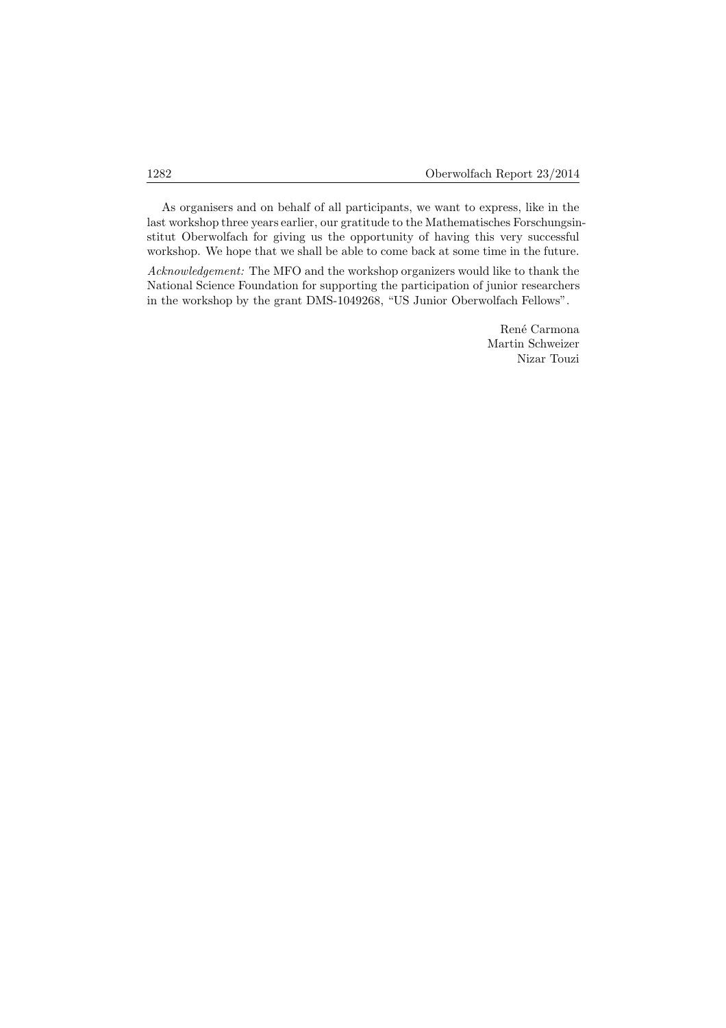As organisers and on behalf of all participants, we want to express, like in the last workshop three years earlier, our gratitude to the Mathematisches Forschungsinstitut Oberwolfach for giving us the opportunity of having this very successful workshop. We hope that we shall be able to come back at some time in the future.

*Acknowledgement:* The MFO and the workshop organizers would like to thank the National Science Foundation for supporting the participation of junior researchers in the workshop by the grant DMS-1049268, "US Junior Oberwolfach Fellows".

René Carmona
Martin Schweizer
Nizar Touzi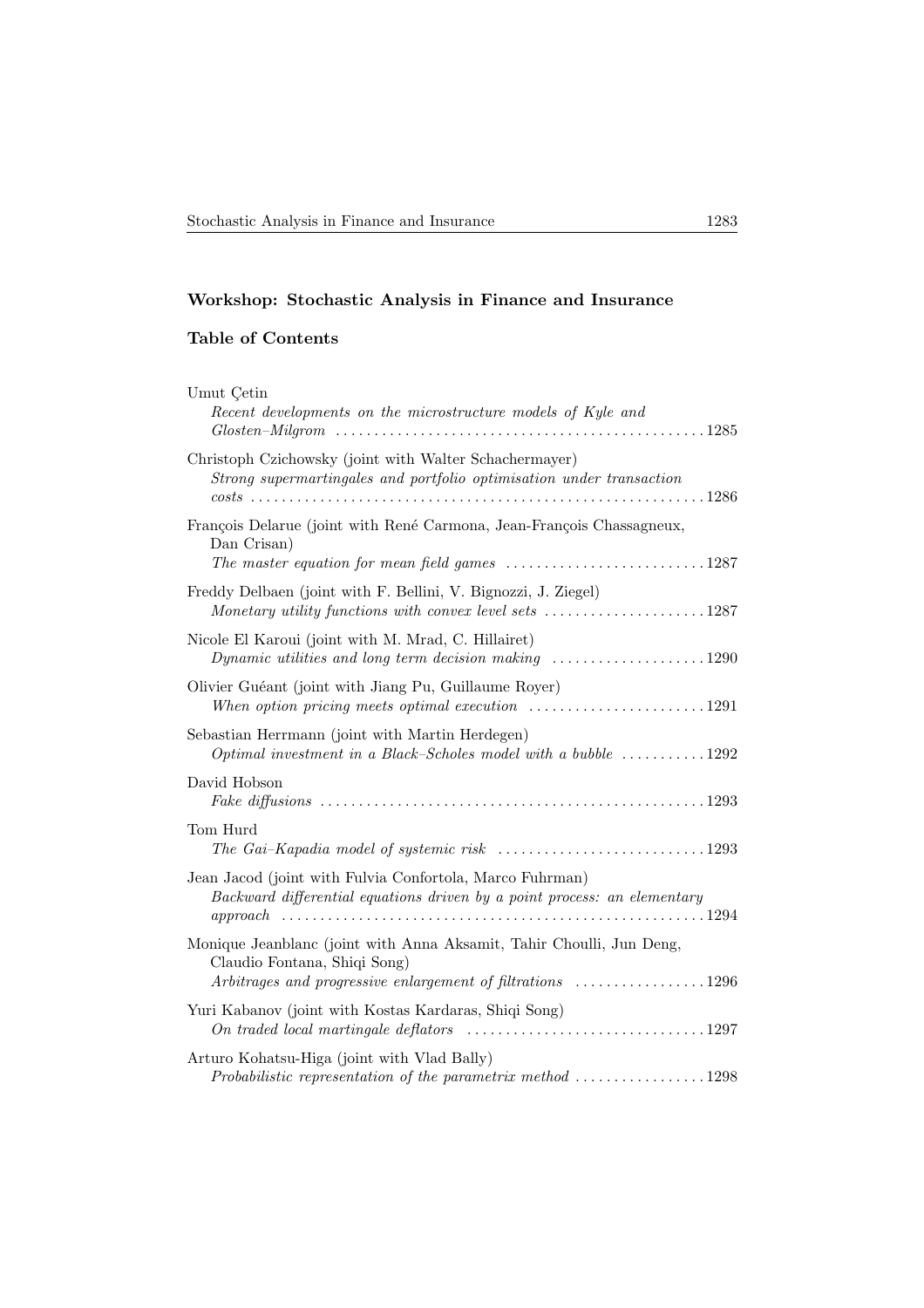## Workshop: Stochastic Analysis in Finance and Insurance

## Table of Contents

Umut Çetin
*Recent developments on the microstructure models of Kyle and Glosten–Milgrom* . . . . . . . . . . 1285

Christoph Czichowsky (joint with Walter Schachermayer)
*Strong supermartingales and portfolio optimisation under transaction costs* . . . . . . . . . . 1286

François Delarue (joint with René Carmona, Jean-François Chassagneux, Dan Crisan)
*The master equation for mean field games* . . . . . . . . . . 1287

Freddy Delbaen (joint with F. Bellini, V. Bignozzi, J. Ziegel)
*Monetary utility functions with convex level sets* . . . . . . . . . . 1287

Nicole El Karoui (joint with M. Mrad, C. Hillairet)
*Dynamic utilities and long term decision making* . . . . . . . . . . 1290

Olivier Guéant (joint with Jiang Pu, Guillaume Royer)
*When option pricing meets optimal execution* . . . . . . . . . . 1291

Sebastian Herrmann (joint with Martin Herdegen)
*Optimal investment in a Black–Scholes model with a bubble* . . . . . . . . . . 1292

David Hobson
*Fake diffusions* . . . . . . . . . . 1293

Tom Hurd
*The Gai–Kapadia model of systemic risk* . . . . . . . . . . 1293

Jean Jacod (joint with Fulvia Confortola, Marco Fuhrman)
*Backward differential equations driven by a point process: an elementary approach* . . . . . . . . . . 1294

Monique Jeanblanc (joint with Anna Aksamit, Tahir Choulli, Jun Deng, Claudio Fontana, Shiqi Song)
*Arbitrages and progressive enlargement of filtrations* . . . . . . . . . . 1296

Yuri Kabanov (joint with Kostas Kardaras, Shiqi Song)
*On traded local martingale deflators* . . . . . . . . . . 1297

Arturo Kohatsu-Higa (joint with Vlad Bally)
*Probabilistic representation of the parametrix method* . . . . . . . . . . 1298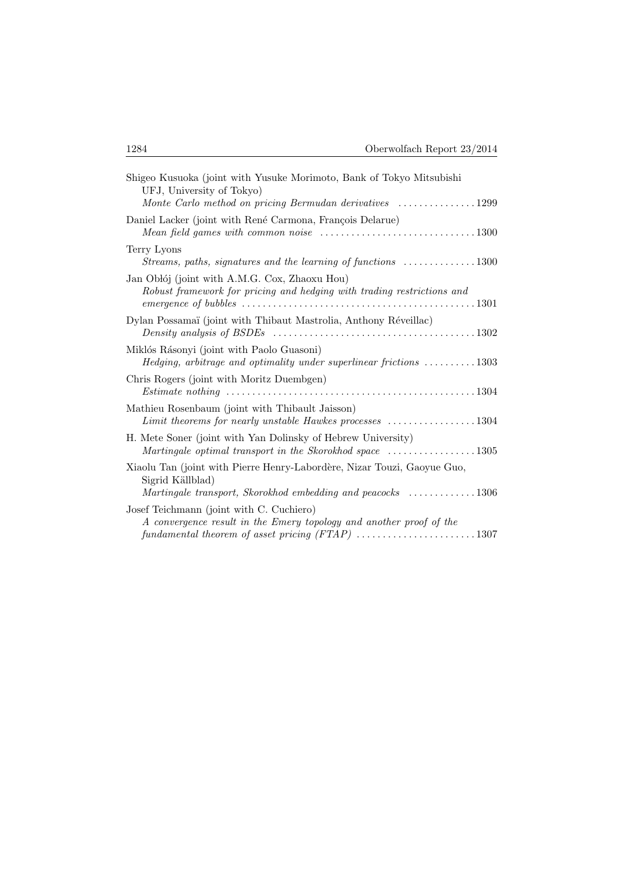Shigeo Kusuoka (joint with Yusuke Morimoto, Bank of Tokyo Mitsubishi UFJ, University of Tokyo)
*Monte Carlo method on pricing Bermudan derivatives* . . . . . . . . . . . . . . . 1299

Daniel Lacker (joint with René Carmona, François Delarue)
*Mean field games with common noise* . . . . . . . . . . . . . . . . . . . . . . . . . . . . . 1300

Terry Lyons
*Streams, paths, signatures and the learning of functions* . . . . . . . . . . . . . . 1300

Jan Obłój (joint with A.M.G. Cox, Zhaoxu Hou)
*Robust framework for pricing and hedging with trading restrictions and emergence of bubbles* . . . . . . . . . . . . . . . . . . . . . . . . . . . . . . . . . . . . . . . . . . . . 1301

Dylan Possamaï (joint with Thibaut Mastrolia, Anthony Réveillac)
*Density analysis of BSDEs* . . . . . . . . . . . . . . . . . . . . . . . . . . . . . . . . . . . . . . 1302

Miklós Rásonyi (joint with Paolo Guasoni)
*Hedging, arbitrage and optimality under superlinear frictions* . . . . . . . . . . 1303

Chris Rogers (joint with Moritz Duembgen)
*Estimate nothing* . . . . . . . . . . . . . . . . . . . . . . . . . . . . . . . . . . . . . . . . . . . . . . . 1304

Mathieu Rosenbaum (joint with Thibault Jaisson)
*Limit theorems for nearly unstable Hawkes processes* . . . . . . . . . . . . . . . . . 1304

H. Mete Soner (joint with Yan Dolinsky of Hebrew University)
*Martingale optimal transport in the Skorokhod space* . . . . . . . . . . . . . . . . . 1305

Xiaolu Tan (joint with Pierre Henry-Labordère, Nizar Touzi, Gaoyue Guo, Sigrid Källblad)
*Martingale transport, Skorokhod embedding and peacocks* . . . . . . . . . . . . . 1306

Josef Teichmann (joint with C. Cuchiero)
*A convergence result in the Emery topology and another proof of the fundamental theorem of asset pricing (FTAP)* . . . . . . . . . . . . . . . . . . . . . . . 1307